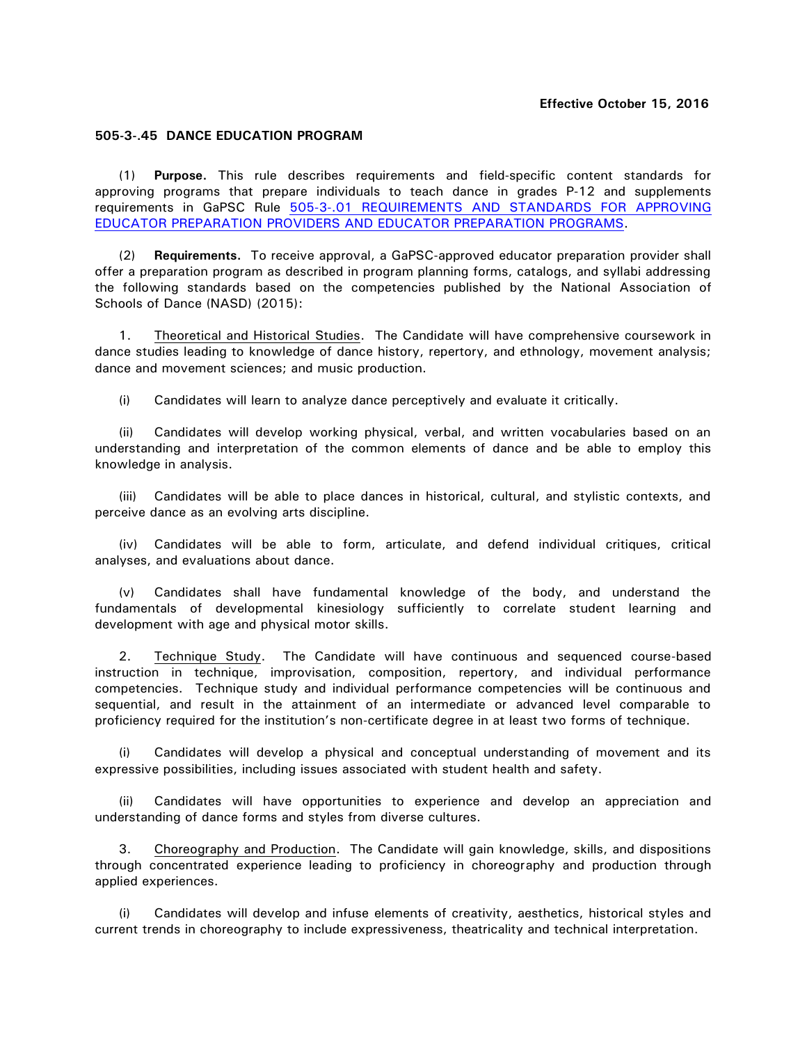**Effective October 15, 2016**

**505-3-.45 DANCE EDUCATION PROGRAM**

(1) **Purpose.** This rule describes requirements and field-specific content standards for approving programs that prepare individuals to teach dance in grades P-12 and supplements requirements in GaPSC Rule [505-3-.01 REQUIREMENTS AND STANDARDS FOR APPROVING EDUCATOR PREPARATION PROVIDERS AND EDUCATOR PREPARATION PROGRAMS](505-3-.01).

(2) **Requirements.** To receive approval, a GaPSC-approved educator preparation provider shall offer a preparation program as described in program planning forms, catalogs, and syllabi addressing the following standards based on the competencies published by the National Association of Schools of Dance (NASD) (2015):

1. Theoretical and Historical Studies. The Candidate will have comprehensive coursework in dance studies leading to knowledge of dance history, repertory, and ethnology, movement analysis; dance and movement sciences; and music production.

(i) Candidates will learn to analyze dance perceptively and evaluate it critically.

(ii) Candidates will develop working physical, verbal, and written vocabularies based on an understanding and interpretation of the common elements of dance and be able to employ this knowledge in analysis.

(iii) Candidates will be able to place dances in historical, cultural, and stylistic contexts, and perceive dance as an evolving arts discipline.

(iv) Candidates will be able to form, articulate, and defend individual critiques, critical analyses, and evaluations about dance.

(v) Candidates shall have fundamental knowledge of the body, and understand the fundamentals of developmental kinesiology sufficiently to correlate student learning and development with age and physical motor skills.

2. Technique Study. The Candidate will have continuous and sequenced course-based instruction in technique, improvisation, composition, repertory, and individual performance competencies. Technique study and individual performance competencies will be continuous and sequential, and result in the attainment of an intermediate or advanced level comparable to proficiency required for the institution's non-certificate degree in at least two forms of technique.

(i) Candidates will develop a physical and conceptual understanding of movement and its expressive possibilities, including issues associated with student health and safety.

(ii) Candidates will have opportunities to experience and develop an appreciation and understanding of dance forms and styles from diverse cultures.

3. Choreography and Production. The Candidate will gain knowledge, skills, and dispositions through concentrated experience leading to proficiency in choreography and production through applied experiences.

(i) Candidates will develop and infuse elements of creativity, aesthetics, historical styles and current trends in choreography to include expressiveness, theatricality and technical interpretation.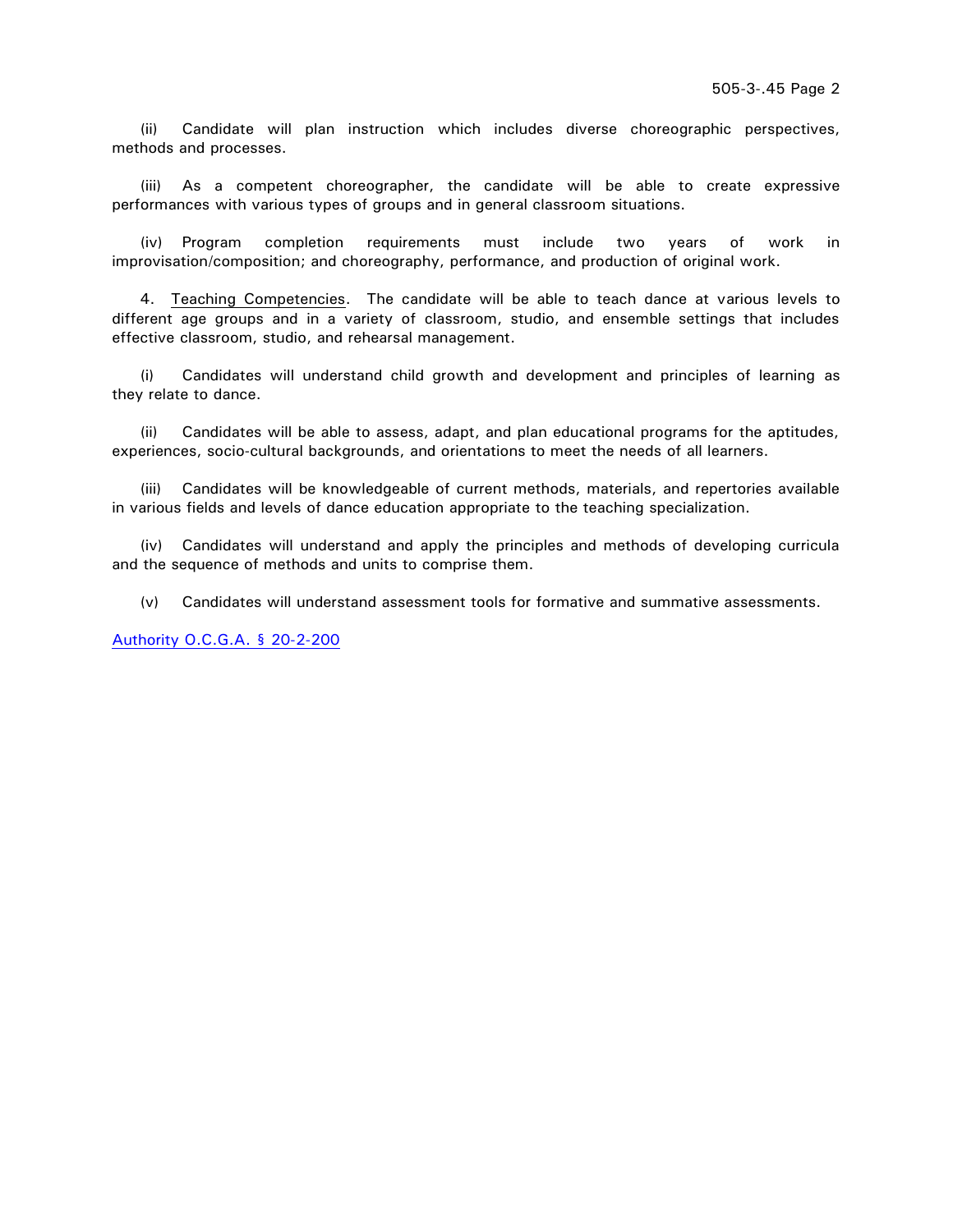(ii) Candidate will plan instruction which includes diverse choreographic perspectives, methods and processes.

(iii) As a competent choreographer, the candidate will be able to create expressive performances with various types of groups and in general classroom situations.

(iv) Program completion requirements must include two years of work in improvisation/composition; and choreography, performance, and production of original work.

4. Teaching Competencies. The candidate will be able to teach dance at various levels to different age groups and in a variety of classroom, studio, and ensemble settings that includes effective classroom, studio, and rehearsal management.

(i) Candidates will understand child growth and development and principles of learning as they relate to dance.

(ii) Candidates will be able to assess, adapt, and plan educational programs for the aptitudes, experiences, socio-cultural backgrounds, and orientations to meet the needs of all learners.

(iii) Candidates will be knowledgeable of current methods, materials, and repertories available in various fields and levels of dance education appropriate to the teaching specialization.

(iv) Candidates will understand and apply the principles and methods of developing curricula and the sequence of methods and units to comprise them.

(v) Candidates will understand assessment tools for formative and summative assessments.

Authority O.C.G.A. § 20-2-200